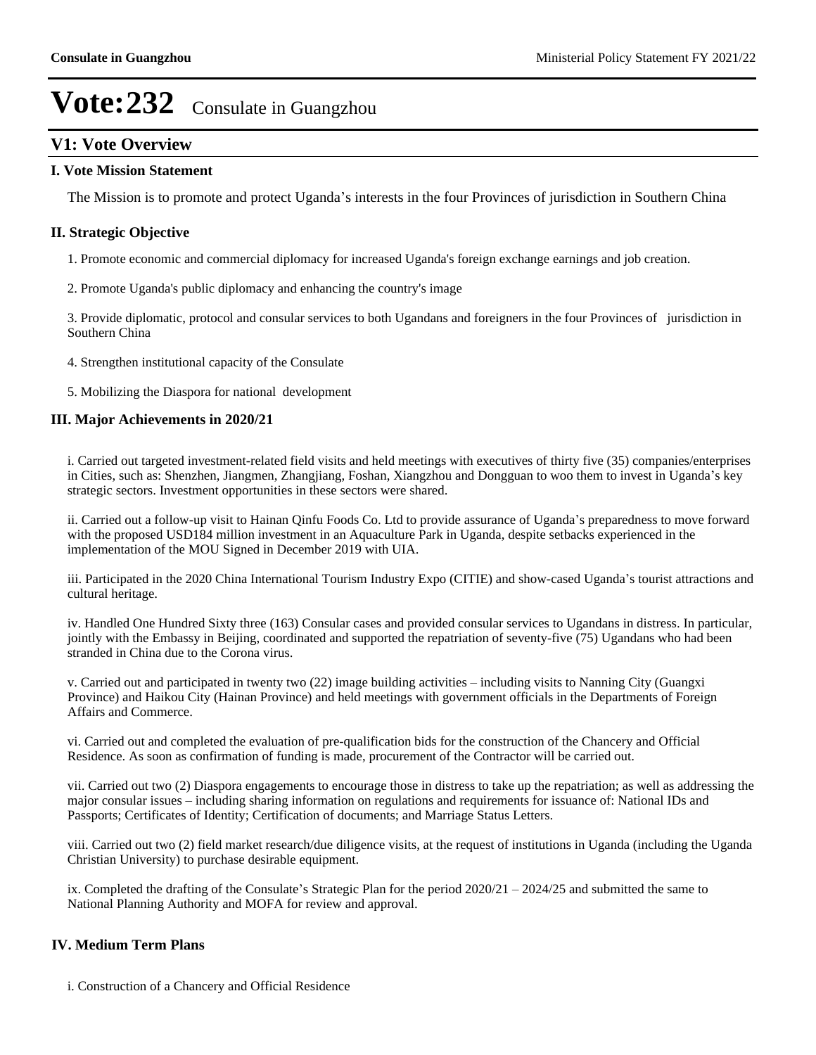# Vote:232 Consulate in Guangzhou

## V1: Vote Overview

### I. Vote Mission Statement

The Mission is to promote and protect Uganda's interests in the four Provinces of jurisdiction in Southern China

### II. Strategic Objective

1. Promote economic and commercial diplomacy for increased Uganda's foreign exchange earnings and job creation.

2. Promote Uganda's public diplomacy and enhancing the country's image

3. Provide diplomatic, protocol and consular services to both Ugandans and foreigners in the four Provinces of jurisdiction in Southern China

4. Strengthen institutional capacity of the Consulate

5. Mobilizing the Diaspora for national development

### III. Major Achievements in 2020/21

i. Carried out targeted investment-related field visits and held meetings with executives of thirty five (35) companies/enterprises in Cities, such as: Shenzhen, Jiangmen, Zhangjiang, Foshan, Xiangzhou and Dongguan to woo them to invest in Uganda's key strategic sectors. Investment opportunities in these sectors were shared.

ii. Carried out a follow-up visit to Hainan Qinfu Foods Co. Ltd to provide assurance of Uganda's preparedness to move forward with the proposed USD184 million investment in an Aquaculture Park in Uganda, despite setbacks experienced in the implementation of the MOU Signed in December 2019 with UIA.

iii. Participated in the 2020 China International Tourism Industry Expo (CITIE) and show-cased Uganda's tourist attractions and cultural heritage.

iv. Handled One Hundred Sixty three (163) Consular cases and provided consular services to Ugandans in distress. In particular, jointly with the Embassy in Beijing, coordinated and supported the repatriation of seventy-five (75) Ugandans who had been stranded in China due to the Corona virus.

v. Carried out and participated in twenty two (22) image building activities – including visits to Nanning City (Guangxi Province) and Haikou City (Hainan Province) and held meetings with government officials in the Departments of Foreign Affairs and Commerce.

vi. Carried out and completed the evaluation of pre-qualification bids for the construction of the Chancery and Official Residence. As soon as confirmation of funding is made, procurement of the Contractor will be carried out.

vii. Carried out two (2) Diaspora engagements to encourage those in distress to take up the repatriation; as well as addressing the major consular issues – including sharing information on regulations and requirements for issuance of: National IDs and Passports; Certificates of Identity; Certification of documents; and Marriage Status Letters.

viii. Carried out two (2) field market research/due diligence visits, at the request of institutions in Uganda (including the Uganda Christian University) to purchase desirable equipment.

ix. Completed the drafting of the Consulate's Strategic Plan for the period 2020/21 – 2024/25 and submitted the same to National Planning Authority and MOFA for review and approval.

### IV. Medium Term Plans

i. Construction of a Chancery and Official Residence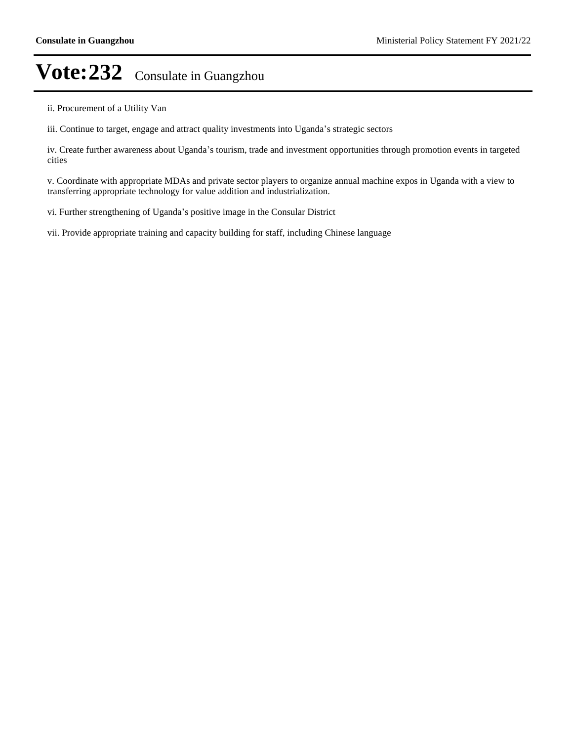ii. Procurement of a Utility Van

iii. Continue to target, engage and attract quality investments into Uganda's strategic sectors

iv. Create further awareness about Uganda's tourism, trade and investment opportunities through promotion events in targeted cities

v. Coordinate with appropriate MDAs and private sector players to organize annual machine expos in Uganda with a view to transferring appropriate technology for value addition and industrialization.

vi. Further strengthening of Uganda's positive image in the Consular District

vii. Provide appropriate training and capacity building for staff, including Chinese language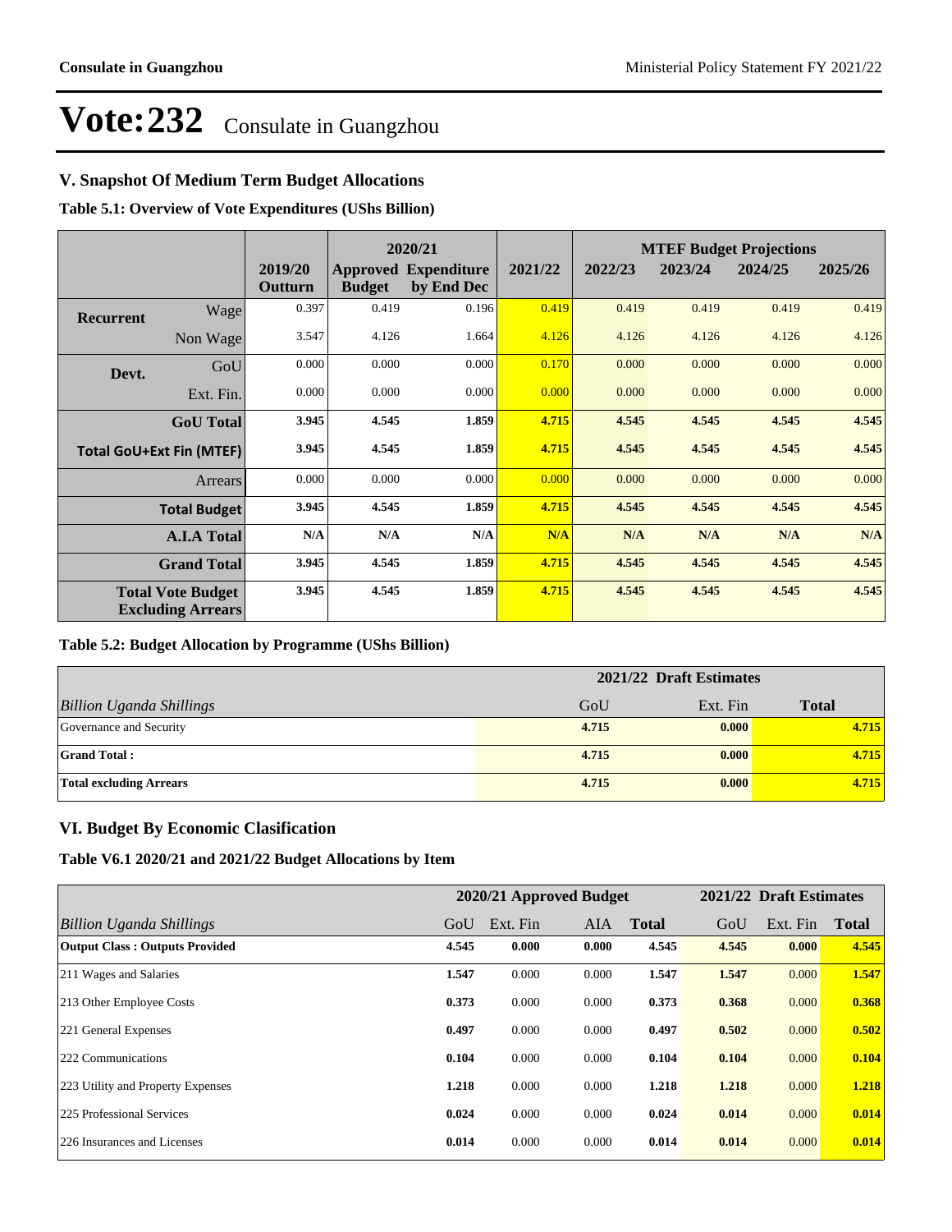# Vote:232 Consulate in Guangzhou

## V. Snapshot Of Medium Term Budget Allocations

**Table 5.1: Overview of Vote Expenditures (UShs Billion)**

| | | | 2020/21 | | | MTEF Budget Projections | | | |
|---|---|---|---|---|---|---|---|---|---|
| | | 2019/20 Outturn | Approved Budget | Expenditure by End Dec | 2021/22 | 2022/23 | 2023/24 | 2024/25 | 2025/26 |
| Recurrent | Wage | 0.397 | 0.419 | 0.196 | 0.419 | 0.419 | 0.419 | 0.419 | 0.419 |
| | Non Wage | 3.547 | 4.126 | 1.664 | 4.126 | 4.126 | 4.126 | 4.126 | 4.126 |
| Devt. | GoU | 0.000 | 0.000 | 0.000 | 0.170 | 0.000 | 0.000 | 0.000 | 0.000 |
| | Ext. Fin. | 0.000 | 0.000 | 0.000 | 0.000 | 0.000 | 0.000 | 0.000 | 0.000 |
| | **GoU Total** | **3.945** | **4.545** | **1.859** | **4.715** | **4.545** | **4.545** | **4.545** | **4.545** |
| **Total GoU+Ext Fin (MTEF)** | | **3.945** | **4.545** | **1.859** | **4.715** | **4.545** | **4.545** | **4.545** | **4.545** |
| | Arrears | 0.000 | 0.000 | 0.000 | 0.000 | 0.000 | 0.000 | 0.000 | 0.000 |
| | **Total Budget** | **3.945** | **4.545** | **1.859** | **4.715** | **4.545** | **4.545** | **4.545** | **4.545** |
| | **A.I.A Total** | **N/A** | **N/A** | **N/A** | **N/A** | **N/A** | **N/A** | **N/A** | **N/A** |
| | **Grand Total** | **3.945** | **4.545** | **1.859** | **4.715** | **4.545** | **4.545** | **4.545** | **4.545** |
| **Total Vote Budget Excluding Arrears** | | **3.945** | **4.545** | **1.859** | **4.715** | **4.545** | **4.545** | **4.545** | **4.545** |

**Table 5.2: Budget Allocation by Programme (UShs Billion)**

| | 2021/22 Draft Estimates | | |
|---|---|---|---|
| *Billion Uganda Shillings* | GoU | Ext. Fin | **Total** |
| Governance and Security | **4.715** | **0.000** | **4.715** |
| **Grand Total :** | **4.715** | **0.000** | **4.715** |
| **Total excluding Arrears** | **4.715** | **0.000** | **4.715** |

## VI. Budget By Economic Clasification

**Table V6.1 2020/21 and 2021/22 Budget Allocations by Item**

| | 2020/21 Approved Budget | | | | 2021/22 Draft Estimates | | |
|---|---|---|---|---|---|---|---|
| *Billion Uganda Shillings* | GoU | Ext. Fin | AIA | **Total** | GoU | Ext. Fin | **Total** |
| **Output Class : Outputs Provided** | **4.545** | **0.000** | **0.000** | **4.545** | **4.545** | **0.000** | **4.545** |
| 211 Wages and Salaries | **1.547** | 0.000 | 0.000 | **1.547** | **1.547** | 0.000 | **1.547** |
| 213 Other Employee Costs | **0.373** | 0.000 | 0.000 | **0.373** | **0.368** | 0.000 | **0.368** |
| 221 General Expenses | **0.497** | 0.000 | 0.000 | **0.497** | **0.502** | 0.000 | **0.502** |
| 222 Communications | **0.104** | 0.000 | 0.000 | **0.104** | **0.104** | 0.000 | **0.104** |
| 223 Utility and Property Expenses | **1.218** | 0.000 | 0.000 | **1.218** | **1.218** | 0.000 | **1.218** |
| 225 Professional Services | **0.024** | 0.000 | 0.000 | **0.024** | **0.014** | 0.000 | **0.014** |
| 226 Insurances and Licenses | **0.014** | 0.000 | 0.000 | **0.014** | **0.014** | 0.000 | **0.014** |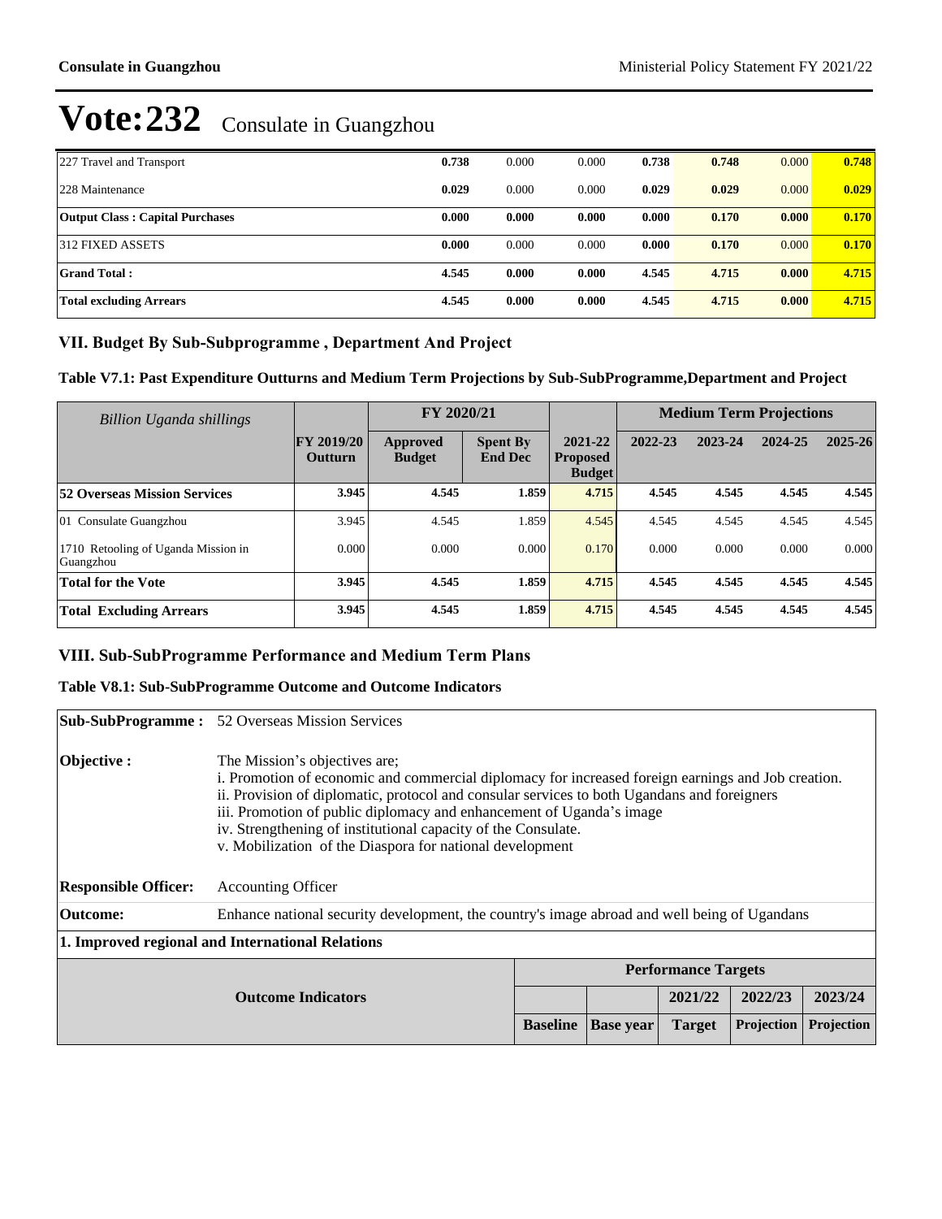# Vote:232 Consulate in Guangzhou

| | | | | | | | |
|---|---|---|---|---|---|---|---|
| 227 Travel and Transport | **0.738** | 0.000 | 0.000 | **0.738** | **0.748** | 0.000 | **0.748** |
| 228 Maintenance | **0.029** | 0.000 | 0.000 | **0.029** | **0.029** | 0.000 | **0.029** |
| **Output Class : Capital Purchases** | **0.000** | **0.000** | **0.000** | **0.000** | **0.170** | **0.000** | **0.170** |
| 312 FIXED ASSETS | **0.000** | 0.000 | 0.000 | **0.000** | **0.170** | 0.000 | **0.170** |
| **Grand Total :** | **4.545** | **0.000** | **0.000** | **4.545** | **4.715** | **0.000** | **4.715** |
| **Total excluding Arrears** | **4.545** | **0.000** | **0.000** | **4.545** | **4.715** | **0.000** | **4.715** |

## VII. Budget By Sub-Subprogramme , Department And Project

### Table V7.1: Past Expenditure Outturns and Medium Term Projections by Sub-SubProgramme,Department and Project

| *Billion Uganda shillings* | | FY 2020/21 | | | Medium Term Projections | | | |
|---|---|---|---|---|---|---|---|---|
| | FY 2019/20 Outturn | Approved Budget | Spent By End Dec | 2021-22 Proposed Budget | 2022-23 | 2023-24 | 2024-25 | 2025-26 |
| **52 Overseas Mission Services** | **3.945** | **4.545** | **1.859** | **4.715** | **4.545** | **4.545** | **4.545** | **4.545** |
| 01 Consulate Guangzhou | 3.945 | 4.545 | 1.859 | 4.545 | 4.545 | 4.545 | 4.545 | 4.545 |
| 1710 Retooling of Uganda Mission in Guangzhou | 0.000 | 0.000 | 0.000 | 0.170 | 0.000 | 0.000 | 0.000 | 0.000 |
| **Total for the Vote** | **3.945** | **4.545** | **1.859** | **4.715** | **4.545** | **4.545** | **4.545** | **4.545** |
| **Total Excluding Arrears** | **3.945** | **4.545** | **1.859** | **4.715** | **4.545** | **4.545** | **4.545** | **4.545** |

## VIII. Sub-SubProgramme Performance and Medium Term Plans

### Table V8.1: Sub-SubProgramme Outcome and Outcome Indicators

**Sub-SubProgramme :** 52 Overseas Mission Services

**Objective :** The Mission's objectives are;
i. Promotion of economic and commercial diplomacy for increased foreign earnings and Job creation.
ii. Provision of diplomatic, protocol and consular services to both Ugandans and foreigners
iii. Promotion of public diplomacy and enhancement of Uganda's image
iv. Strengthening of institutional capacity of the Consulate.
v. Mobilization of the Diaspora for national development

**Responsible Officer:** Accounting Officer

**Outcome:** Enhance national security development, the country's image abroad and well being of Ugandans

**1. Improved regional and International Relations**

| Outcome Indicators | Performance Targets | | | | |
|---|---|---|---|---|---|
| | | | 2021/22 | 2022/23 | 2023/24 |
| | Baseline | Base year | Target | Projection | Projection |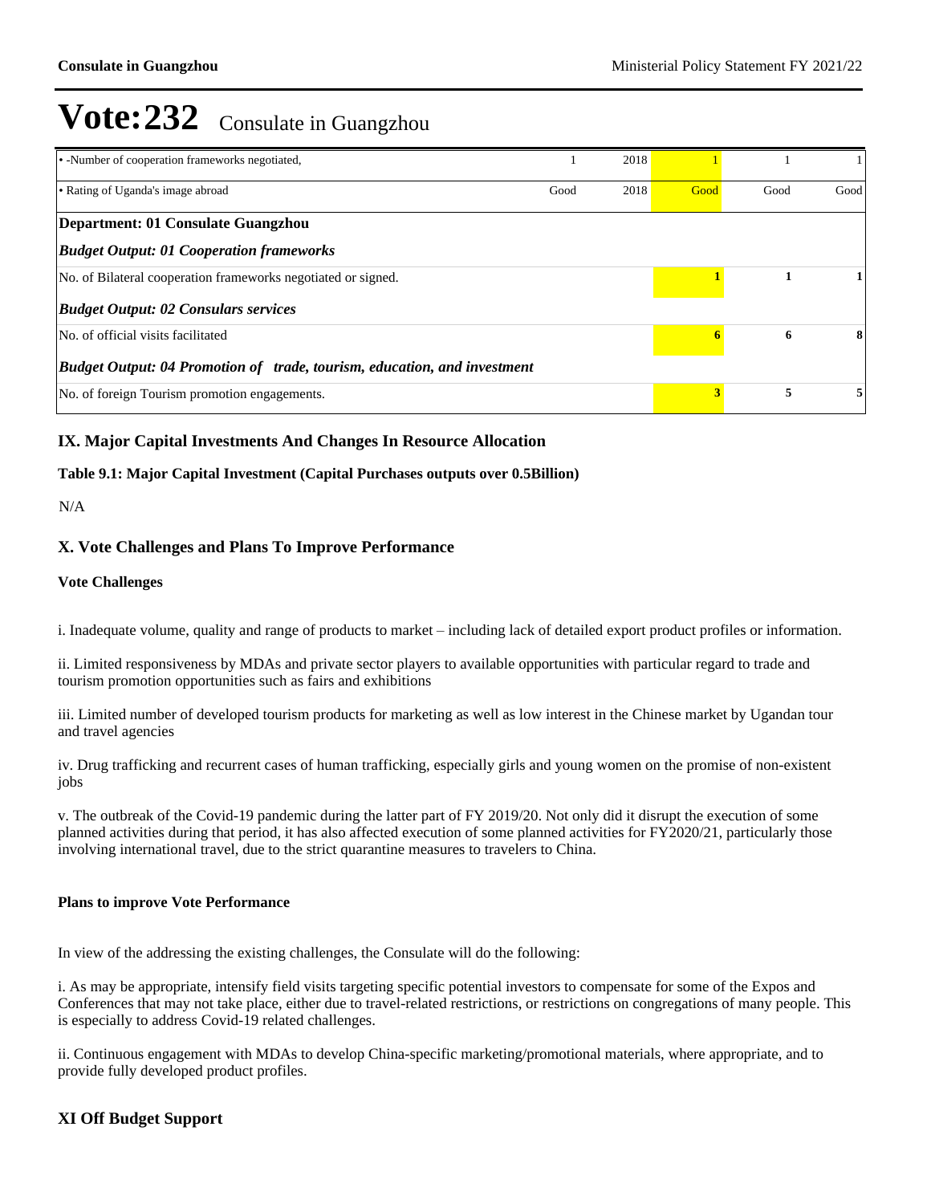# Vote:232 Consulate in Guangzhou

| | | | | | |
|---|---|---|---|---|---|
| • -Number of cooperation frameworks negotiated, | 1 | 2018 | 1 | 1 | 1 |
| • Rating of Uganda's image abroad | Good | 2018 | Good | Good | Good |
| **Department: 01 Consulate Guangzhou** | | | | | |
| ***Budget Output: 01 Cooperation frameworks*** | | | | | |
| No. of Bilateral cooperation frameworks negotiated or signed. | | | **1** | **1** | **1** |
| ***Budget Output: 02 Consulars services*** | | | | | |
| No. of official visits facilitated | | | **6** | **6** | **8** |
| ***Budget Output: 04 Promotion of trade, tourism, education, and investment*** | | | | | |
| No. of foreign Tourism promotion engagements. | | | **3** | **5** | **5** |

## IX. Major Capital Investments And Changes In Resource Allocation

**Table 9.1: Major Capital Investment (Capital Purchases outputs over 0.5Billion)**

N/A

## X. Vote Challenges and Plans To Improve Performance

### Vote Challenges

i. Inadequate volume, quality and range of products to market – including lack of detailed export product profiles or information.

ii. Limited responsiveness by MDAs and private sector players to available opportunities with particular regard to trade and tourism promotion opportunities such as fairs and exhibitions

iii. Limited number of developed tourism products for marketing as well as low interest in the Chinese market by Ugandan tour and travel agencies

iv. Drug trafficking and recurrent cases of human trafficking, especially girls and young women on the promise of non-existent jobs

v. The outbreak of the Covid-19 pandemic during the latter part of FY 2019/20. Not only did it disrupt the execution of some planned activities during that period, it has also affected execution of some planned activities for FY2020/21, particularly those involving international travel, due to the strict quarantine measures to travelers to China.

### Plans to improve Vote Performance

In view of the addressing the existing challenges, the Consulate will do the following:

i. As may be appropriate, intensify field visits targeting specific potential investors to compensate for some of the Expos and Conferences that may not take place, either due to travel-related restrictions, or restrictions on congregations of many people. This is especially to address Covid-19 related challenges.

ii. Continuous engagement with MDAs to develop China-specific marketing/promotional materials, where appropriate, and to provide fully developed product profiles.

## XI Off Budget Support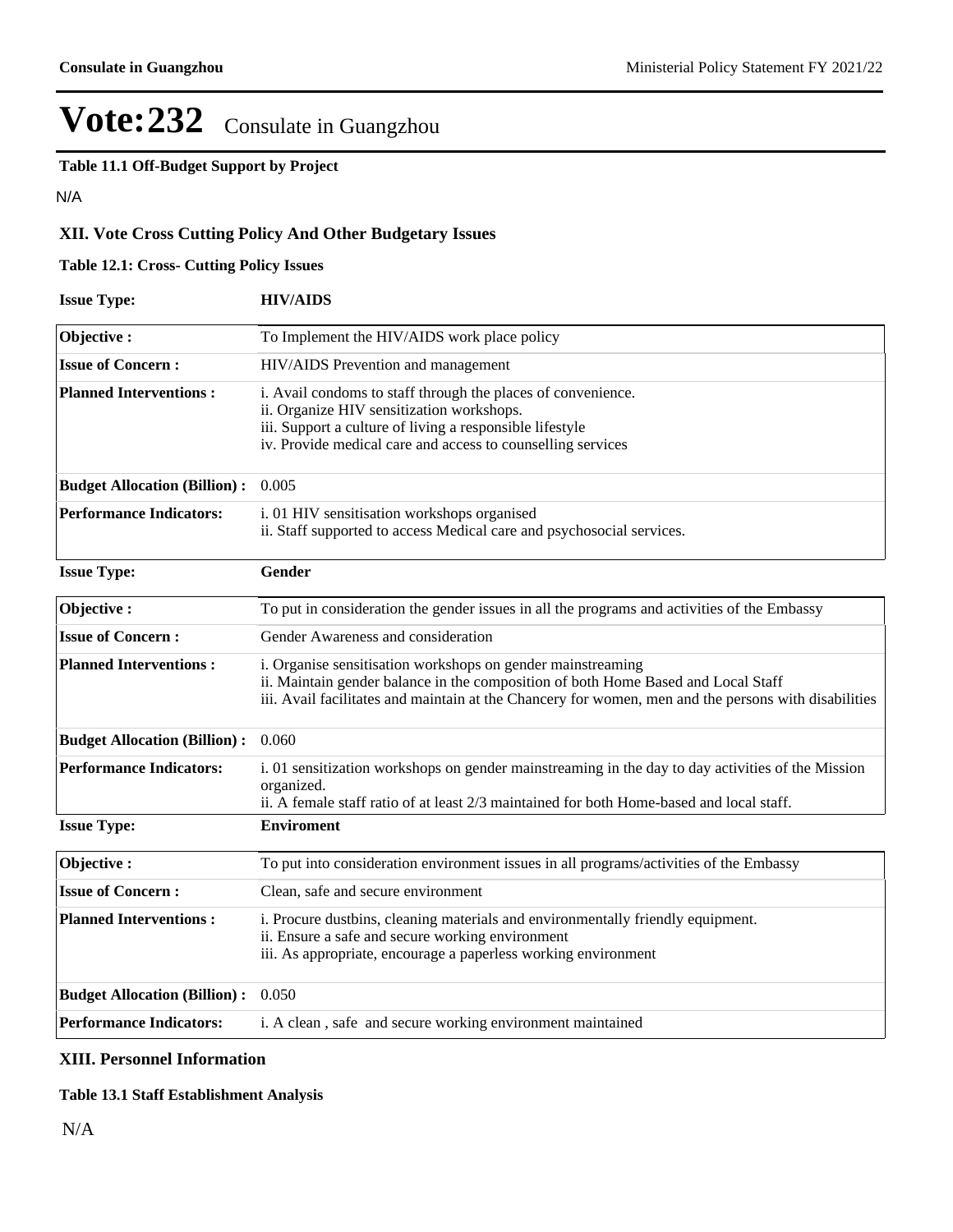# Vote:232 Consulate in Guangzhou

**Table 11.1 Off-Budget Support by Project**

N/A

## XII. Vote Cross Cutting Policy And Other Budgetary Issues

**Table 12.1: Cross- Cutting Policy Issues**

**Issue Type:** **HIV/AIDS**

| | |
|---|---|
| **Objective :** | To Implement the HIV/AIDS work place policy |
| **Issue of Concern :** | HIV/AIDS Prevention and management |
| **Planned Interventions :** | i. Avail condoms to staff through the places of convenience.<br>ii. Organize HIV sensitization workshops.<br>iii. Support a culture of living a responsible lifestyle<br>iv. Provide medical care and access to counselling services |
| **Budget Allocation (Billion) :** | 0.005 |
| **Performance Indicators:** | i. 01 HIV sensitisation workshops organised<br>ii. Staff supported to access Medical care and psychosocial services. |

**Issue Type:** **Gender**

| | |
|---|---|
| **Objective :** | To put in consideration the gender issues in all the programs and activities of the Embassy |
| **Issue of Concern :** | Gender Awareness and consideration |
| **Planned Interventions :** | i. Organise sensitisation workshops on gender mainstreaming<br>ii. Maintain gender balance in the composition of both Home Based and Local Staff<br>iii. Avail facilitates and maintain at the Chancery for women, men and the persons with disabilities |
| **Budget Allocation (Billion) :** | 0.060 |
| **Performance Indicators:** | i. 01 sensitization workshops on gender mainstreaming in the day to day activities of the Mission organized.<br>ii. A female staff ratio of at least 2/3 maintained for both Home-based and local staff. |

**Issue Type:** **Enviroment**

| | |
|---|---|
| **Objective :** | To put into consideration environment issues in all programs/activities of the Embassy |
| **Issue of Concern :** | Clean, safe and secure environment |
| **Planned Interventions :** | i. Procure dustbins, cleaning materials and environmentally friendly equipment.<br>ii. Ensure a safe and secure working environment<br>iii. As appropriate, encourage a paperless working environment |
| **Budget Allocation (Billion) :** | 0.050 |
| **Performance Indicators:** | i. A clean , safe and secure working environment maintained |

## XIII. Personnel Information

**Table 13.1 Staff Establishment Analysis**

N/A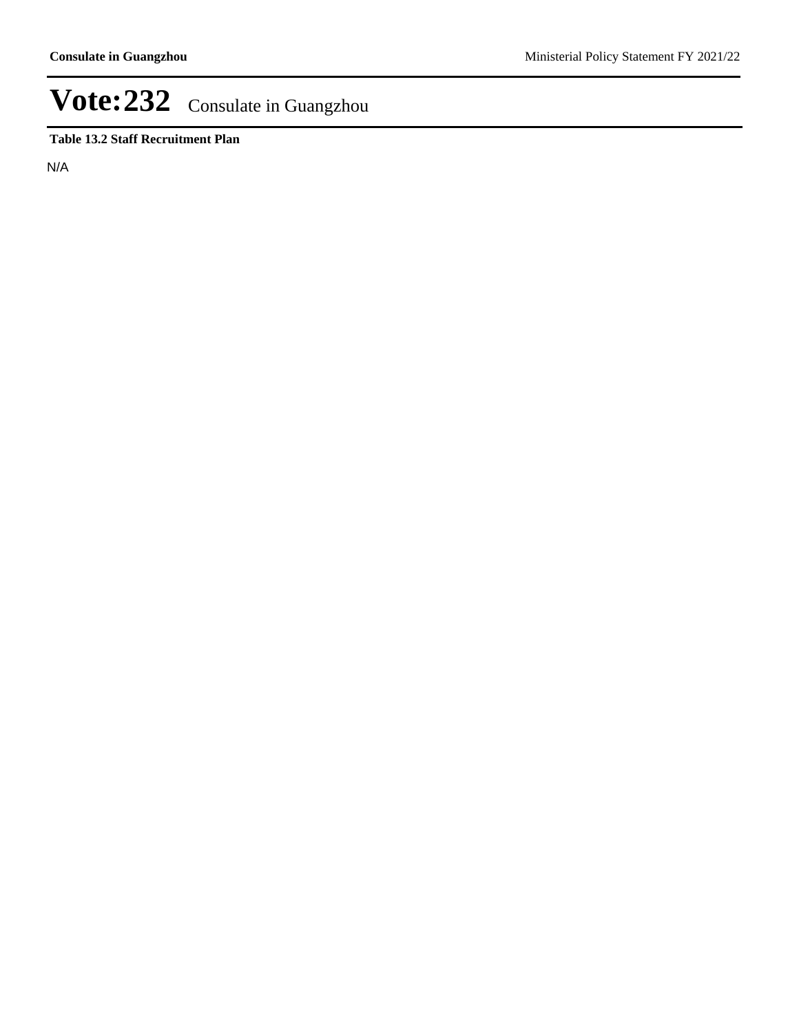# Vote:232 Consulate in Guangzhou

**Table 13.2 Staff Recruitment Plan**

N/A